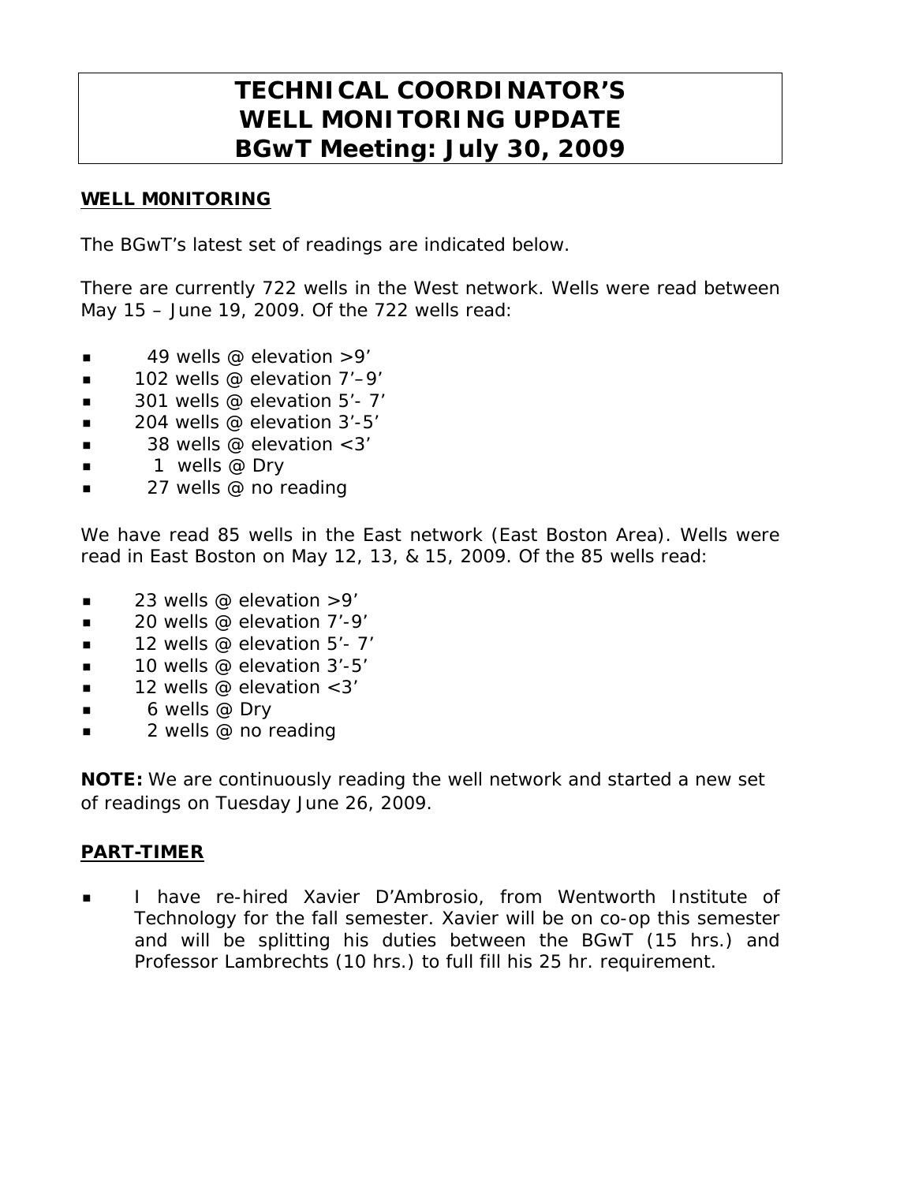# TECHNICAL COORDINATOR'S WELL MONITORING UPDATE BGwT Meeting: July 30, 2009

## WELL M0NITORING

The BGwT's latest set of readings are indicated below.

There are currently 722 wells in the West network. Wells were read between May 15 – June 19, 2009. Of the 722 wells read:

- 49 wells @ elevation >9'
- 102 wells @ elevation 7'–9'
- 301 wells @ elevation 5'- 7'
- 204 wells @ elevation 3'-5'
- 38 wells @ elevation <3'
- 1 wells @ Dry
- 27 wells @ no reading

We have read 85 wells in the East network (East Boston Area). Wells were read in East Boston on May 12, 13, & 15, 2009. Of the 85 wells read:

- 23 wells @ elevation >9'
- 20 wells @ elevation 7'-9'
- 12 wells @ elevation 5'- 7'
- 10 wells @ elevation 3'-5'
- 12 wells @ elevation <3'
- 6 wells @ Dry
- 2 wells @ no reading

**NOTE:** We are continuously reading the well network and started a new set of readings on Tuesday June 26, 2009.

## PART-TIMER

- I have re-hired Xavier D'Ambrosio, from Wentworth Institute of Technology for the fall semester. Xavier will be on co-op this semester and will be splitting his duties between the BGwT (15 hrs.) and Professor Lambrechts (10 hrs.) to full fill his 25 hr. requirement.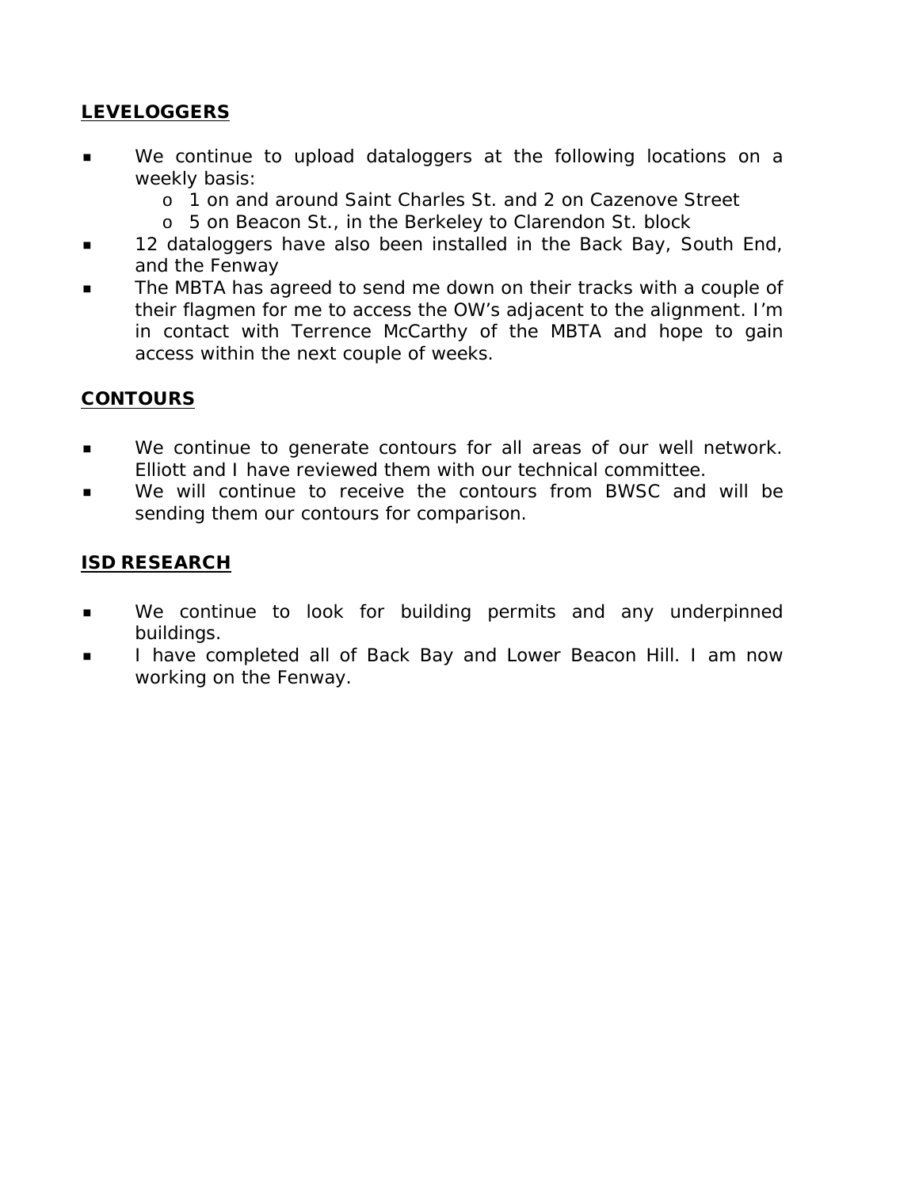**LEVELOGGERS**

- We continue to upload dataloggers at the following locations on a weekly basis:
  - 1 on and around Saint Charles St. and 2 on Cazenove Street
  - 5 on Beacon St., in the Berkeley to Clarendon St. block
- 12 dataloggers have also been installed in the Back Bay, South End, and the Fenway
- The MBTA has agreed to send me down on their tracks with a couple of their flagmen for me to access the OW's adjacent to the alignment. I'm in contact with Terrence McCarthy of the MBTA and hope to gain access within the next couple of weeks.

**CONTOURS**

- We continue to generate contours for all areas of our well network. Elliott and I have reviewed them with our technical committee.
- We will continue to receive the contours from BWSC and will be sending them our contours for comparison.

**ISD RESEARCH**

- We continue to look for building permits and any underpinned buildings.
- I have completed all of Back Bay and Lower Beacon Hill. I am now working on the Fenway.